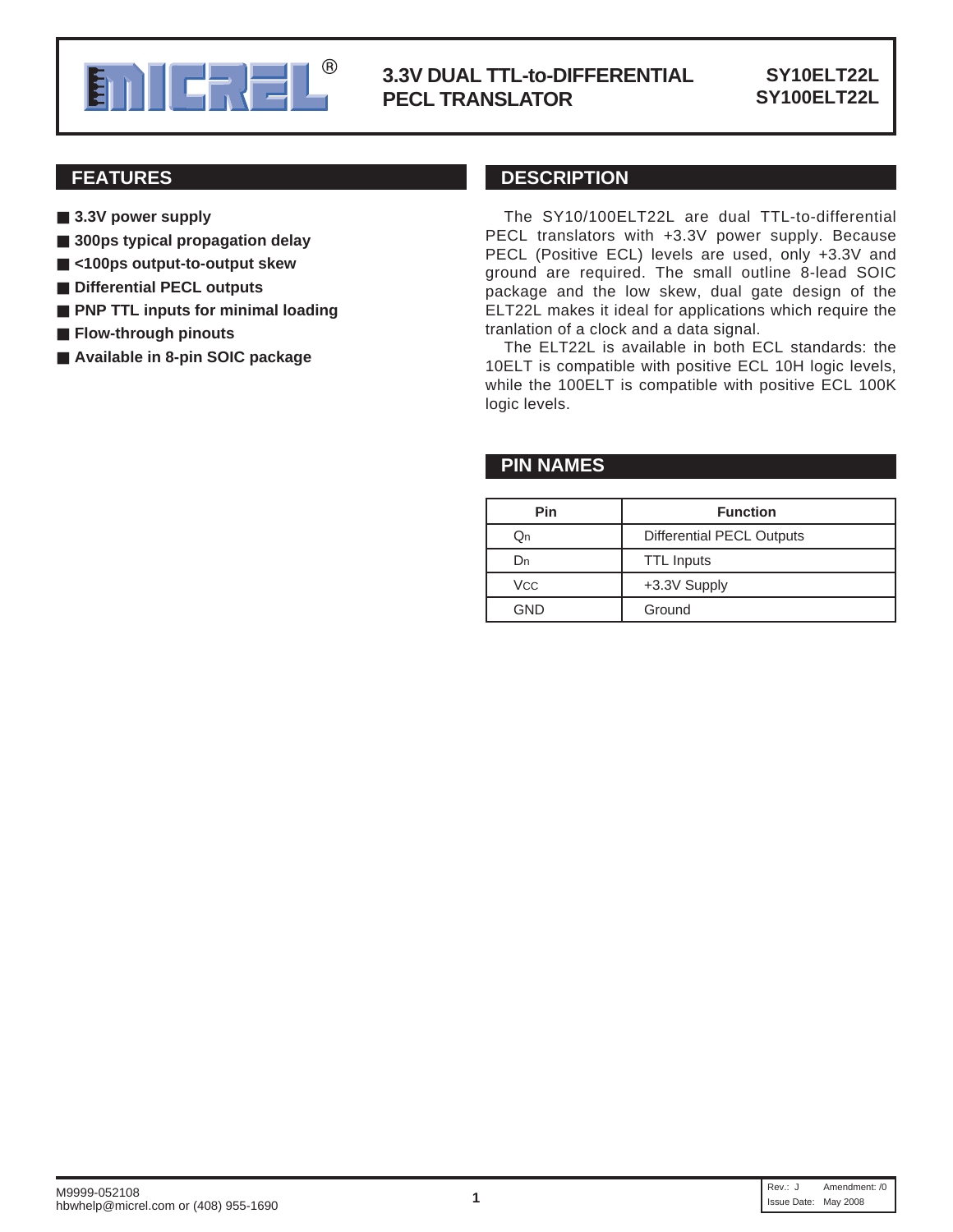# 3.3V DUAL TTL-to-DIFFERENTIAL PECL TRANSLATOR

**SY10ELT22L**
**SY100ELT22L**

## FEATURES

- **3.3V power supply**
- **300ps typical propagation delay**
- **<100ps output-to-output skew**
- **Differential PECL outputs**
- **PNP TTL inputs for minimal loading**
- **Flow-through pinouts**
- **Available in 8-pin SOIC package**

## DESCRIPTION

The SY10/100ELT22L are dual TTL-to-differential PECL translators with +3.3V power supply. Because PECL (Positive ECL) levels are used, only +3.3V and ground are required. The small outline 8-lead SOIC package and the low skew, dual gate design of the ELT22L makes it ideal for applications which require the tranlation of a clock and a data signal.

The ELT22L is available in both ECL standards: the 10ELT is compatible with positive ECL 10H logic levels, while the 100ELT is compatible with positive ECL 100K logic levels.

## PIN NAMES

| Pin | Function |
|---|---|
| $Q_n$ | Differential PECL Outputs |
| $D_n$ | TTL Inputs |
| $V_{CC}$ | +3.3V Supply |
| GND | Ground |

M9999-052108
hbwhelp@micrel.com or (408) 955-1690

Rev.: J Amendment: /0
Issue Date: May 2008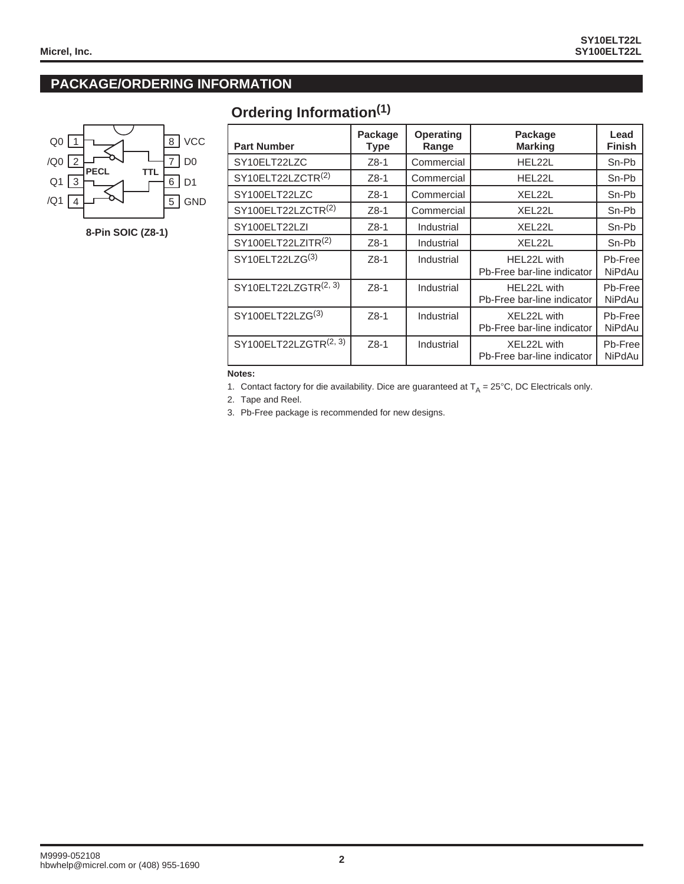## PACKAGE/ORDERING INFORMATION

Q0 1 — 8 VCC
/Q0 2 — 7 D0
Q1 3 — 6 D1
/Q1 4 — 5 GND

PECL TTL

**8-Pin SOIC (Z8-1)**

### Ordering Information[1]

| Part Number | Package Type | Operating Range | Package Marking | Lead Finish |
|---|---|---|---|---|
| SY10ELT22LZC | Z8-1 | Commercial | HEL22L | Sn-Pb |
| SY10ELT22LZCTR[2] | Z8-1 | Commercial | HEL22L | Sn-Pb |
| SY100ELT22LZC | Z8-1 | Commercial | XEL22L | Sn-Pb |
| SY100ELT22LZCTR[2] | Z8-1 | Commercial | XEL22L | Sn-Pb |
| SY100ELT22LZI | Z8-1 | Industrial | XEL22L | Sn-Pb |
| SY100ELT22LZITR[2] | Z8-1 | Industrial | XEL22L | Sn-Pb |
| SY10ELT22LZG[3] | Z8-1 | Industrial | HEL22L with Pb-Free bar-line indicator | Pb-Free NiPdAu |
| SY10ELT22LZGTR[2, 3] | Z8-1 | Industrial | HEL22L with Pb-Free bar-line indicator | Pb-Free NiPdAu |
| SY100ELT22LZG[3] | Z8-1 | Industrial | XEL22L with Pb-Free bar-line indicator | Pb-Free NiPdAu |
| SY100ELT22LZGTR[2, 3] | Z8-1 | Industrial | XEL22L with Pb-Free bar-line indicator | Pb-Free NiPdAu |

**Notes:**

1. Contact factory for die availability. Dice are guaranteed at $T_A$ = 25°C, DC Electricals only.
2. Tape and Reel.
3. Pb-Free package is recommended for new designs.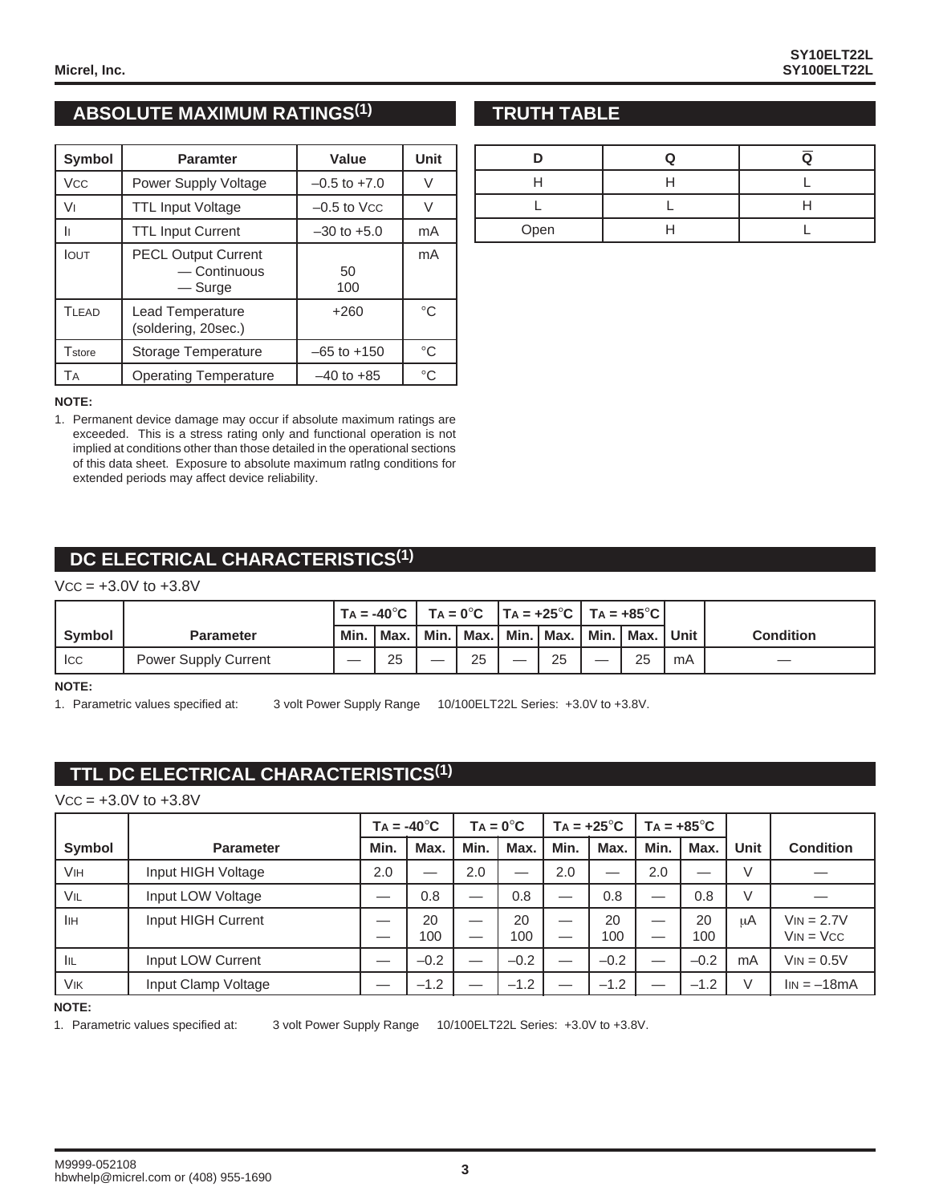## ABSOLUTE MAXIMUM RATINGS(1)

| Symbol | Paramter | Value | Unit |
|---|---|---|---|
| VCC | Power Supply Voltage | –0.5 to +7.0 | V |
| VI | TTL Input Voltage | –0.5 to VCC | V |
| II | TTL Input Current | –30 to +5.0 | mA |
| IOUT | PECL Output Current<br>— Continuous<br>— Surge | <br>50<br>100 | mA |
| TLEAD | Lead Temperature (soldering, 20sec.) | +260 | °C |
| Tstore | Storage Temperature | –65 to +150 | °C |
| TA | Operating Temperature | –40 to +85 | °C |

**NOTE:**

1. Permanent device damage may occur if absolute maximum ratings are exceeded. This is a stress rating only and functional operation is not implied at conditions other than those detailed in the operational sections of this data sheet. Exposure to absolute maximum ratlng conditions for extended periods may affect device reliability.

## TRUTH TABLE

| D | Q | $\overline{Q}$ |
|---|---|---|
| H | H | L |
| L | L | H |
| Open | H | L |

## DC ELECTRICAL CHARACTERISTICS(1)

VCC = +3.0V to +3.8V

| | | TA = -40°C | | TA = 0°C | | TA = +25°C | | TA = +85°C | | | |
|---|---|---|---|---|---|---|---|---|---|---|---|
| Symbol | Parameter | Min. | Max. | Min. | Max. | Min. | Max. | Min. | Max. | Unit | Condition |
| ICC | Power Supply Current | — | 25 | — | 25 | — | 25 | — | 25 | mA | — |

**NOTE:**

1. Parametric values specified at: 3 volt Power Supply Range 10/100ELT22L Series: +3.0V to +3.8V.

## TTL DC ELECTRICAL CHARACTERISTICS(1)

VCC = +3.0V to +3.8V

| | | TA = -40°C | | TA = 0°C | | TA = +25°C | | TA = +85°C | | | |
|---|---|---|---|---|---|---|---|---|---|---|---|
| Symbol | Parameter | Min. | Max. | Min. | Max. | Min. | Max. | Min. | Max. | Unit | Condition |
| VIH | Input HIGH Voltage | 2.0 | — | 2.0 | — | 2.0 | — | 2.0 | — | V | — |
| VIL | Input LOW Voltage | — | 0.8 | — | 0.8 | — | 0.8 | — | 0.8 | V | — |
| IIH | Input HIGH Current | —<br>— | 20<br>100 | —<br>— | 20<br>100 | —<br>— | 20<br>100 | —<br>— | 20<br>100 | μA | VIN = 2.7V<br>VIN = VCC |
| IIL | Input LOW Current | — | –0.2 | — | –0.2 | — | –0.2 | — | –0.2 | mA | VIN = 0.5V |
| VIK | Input Clamp Voltage | — | –1.2 | — | –1.2 | — | –1.2 | — | –1.2 | V | IIN = –18mA |

**NOTE:**

1. Parametric values specified at: 3 volt Power Supply Range 10/100ELT22L Series: +3.0V to +3.8V.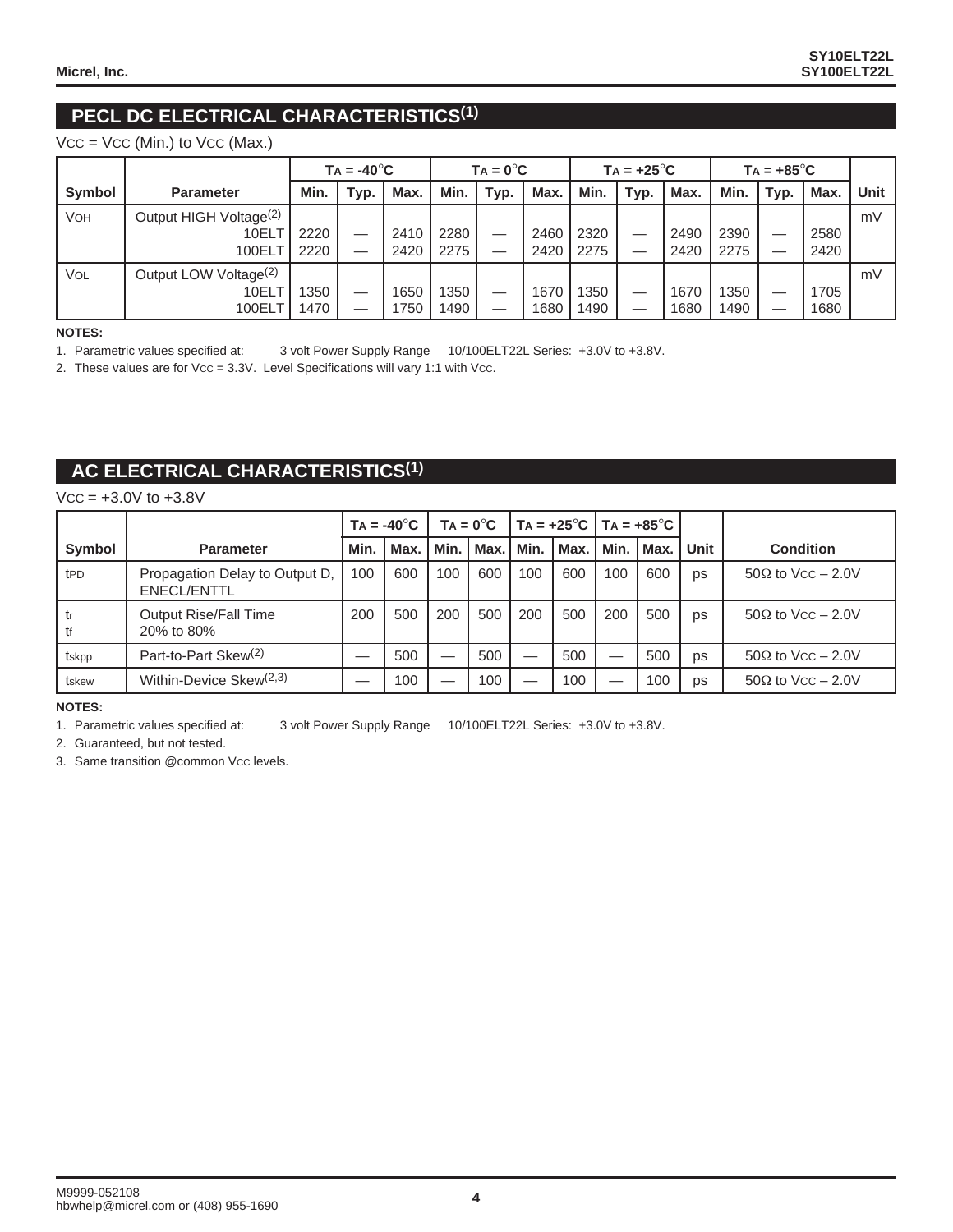## PECL DC ELECTRICAL CHARACTERISTICS(1)

$V_{CC}$ = $V_{CC}$ (Min.) to $V_{CC}$ (Max.)

| | | $T_A$ = -40°C | | | $T_A$ = 0°C | | | $T_A$ = +25°C | | | $T_A$ = +85°C | | | |
|---|---|---|---|---|---|---|---|---|---|---|---|---|---|---|
| **Symbol** | **Parameter** | **Min.** | **Typ.** | **Max.** | **Min.** | **Typ.** | **Max.** | **Min.** | **Typ.** | **Max.** | **Min.** | **Typ.** | **Max.** | **Unit** |
| $V_{OH}$ | Output HIGH Voltage(2) | | | | | | | | | | | | | mV |
| | 10ELT | 2220 | — | 2410 | 2280 | — | 2460 | 2320 | — | 2490 | 2390 | — | 2580 | |
| | 100ELT | 2220 | — | 2420 | 2275 | — | 2420 | 2275 | — | 2420 | 2275 | — | 2420 | |
| $V_{OL}$ | Output LOW Voltage(2) | | | | | | | | | | | | | mV |
| | 10ELT | 1350 | — | 1650 | 1350 | — | 1670 | 1350 | — | 1670 | 1350 | — | 1705 | |
| | 100ELT | 1470 | — | 1750 | 1490 | — | 1680 | 1490 | — | 1680 | 1490 | — | 1680 | |

**NOTES:**

1. Parametric values specified at: 3 volt Power Supply Range 10/100ELT22L Series: +3.0V to +3.8V.
2. These values are for $V_{CC}$ = 3.3V. Level Specifications will vary 1:1 with $V_{CC}$.

## AC ELECTRICAL CHARACTERISTICS(1)

$V_{CC}$ = +3.0V to +3.8V

| | | $T_A$ = -40°C | | $T_A$ = 0°C | | $T_A$ = +25°C | | $T_A$ = +85°C | | | |
|---|---|---|---|---|---|---|---|---|---|---|---|
| **Symbol** | **Parameter** | **Min.** | **Max.** | **Min.** | **Max.** | **Min.** | **Max.** | **Min.** | **Max.** | **Unit** | **Condition** |
| $t_{PD}$ | Propagation Delay to Output D, ENECL/ENTTL | 100 | 600 | 100 | 600 | 100 | 600 | 100 | 600 | ps | 50Ω to $V_{CC}$ – 2.0V |
| $t_r$ $t_f$ | Output Rise/Fall Time 20% to 80% | 200 | 500 | 200 | 500 | 200 | 500 | 200 | 500 | ps | 50Ω to $V_{CC}$ – 2.0V |
| $t_{skpp}$ | Part-to-Part Skew(2) | — | 500 | — | 500 | — | 500 | — | 500 | ps | 50Ω to $V_{CC}$ – 2.0V |
| $t_{skew}$ | Within-Device Skew(2,3) | — | 100 | — | 100 | — | 100 | — | 100 | ps | 50Ω to $V_{CC}$ – 2.0V |

**NOTES:**

1. Parametric values specified at: 3 volt Power Supply Range 10/100ELT22L Series: +3.0V to +3.8V.
2. Guaranteed, but not tested.
3. Same transition @common $V_{CC}$ levels.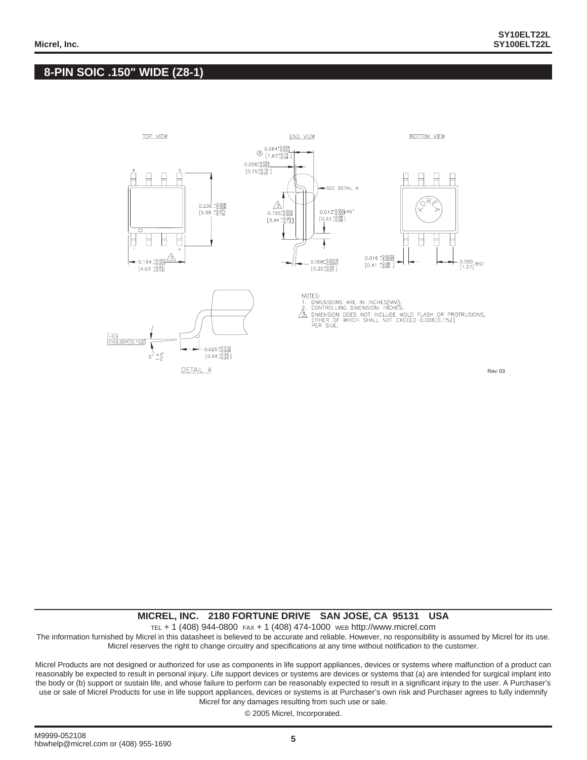## 8-PIN SOIC .150" WIDE (Z8-1)

TOP VIEW

END VIEW

BOTTOM VIEW

0.236 $^{+0.008}_{-0.006}$ [5.99 $^{+0.21}_{-0.15}$]

0.194 $^{+0.002}_{-0.005}$ [4.93 $^{+0.05}_{-0.13}$]

0.064 $^{+0.004}_{-0.003}$ [1.63 $^{+0.10}_{-0.08}$]

0.006 $^{+0.004}_{-0.002}$ [0.15 $^{+0.10}_{-0.02}$]

SEE DETAIL A

0.155 $^{+0.002}_{-0.005}$ [3.94 $^{+0.05}_{-0.13}$]

0.013 $^{+0.003}_{-0.003}$ x45° [0.33 $^{+0.08}_{-0.08}$]

0.008 $^{+0.0018}_{-0.0005}$ [0.20 $^{+0.05}_{-0.01}$]

0.016 $^{+0.0032}_{-0.0022}$ [0.41 $^{+0.08}_{-0.06}$]

0.050 BSC [1.27]

KOREA

0.004 [0.102]

5° $^{+3°}_{-5°}$

0.025 $^{+0.010}_{-0.009}$ [0.64 $^{+0.25}_{-0.23}$]

DETAIL A

NOTES:
1. DIMENSIONS ARE IN INCHES[MM].
2. CONTROLLING DIMENSION: INCHES.
3. DIMENSION DOES NOT INCLUDE MOLD FLASH OR PROTRUSIONS, EITHER OF WHICH SHALL NOT EXCEED 0.006[0.152] PER SIDE.

Rev. 03

**MICREL, INC. 2180 FORTUNE DRIVE SAN JOSE, CA 95131 USA**

TEL + 1 (408) 944-0800 FAX + 1 (408) 474-1000 WEB http://www.micrel.com

The information furnished by Micrel in this datasheet is believed to be accurate and reliable. However, no responsibility is assumed by Micrel for its use. Micrel reserves the right to change circuitry and specifications at any time without notification to the customer.

Micrel Products are not designed or authorized for use as components in life support appliances, devices or systems where malfunction of a product can reasonably be expected to result in personal injury. Life support devices or systems are devices or systems that (a) are intended for surgical implant into the body or (b) support or sustain life, and whose failure to perform can be reasonably expected to result in a significant injury to the user. A Purchaser's use or sale of Micrel Products for use in life support appliances, devices or systems is at Purchaser's own risk and Purchaser agrees to fully indemnify Micrel for any damages resulting from such use or sale.

© 2005 Micrel, Incorporated.